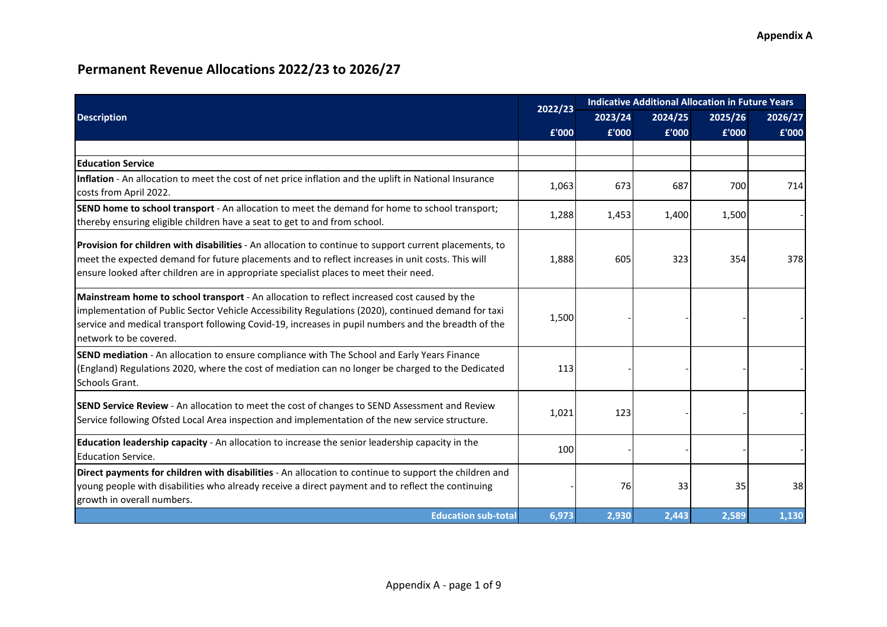Appendix A

# Permanent Revenue Allocations 2022/23 to 2026/27

| Description | 2022/23 | Indicative Additional Allocation in Future Years | | | |
|---|---|---|---|---|---|
| | | 2023/24 | 2024/25 | 2025/26 | 2026/27 |
| | £'000 | £'000 | £'000 | £'000 | £'000 |
| | | | | | |
| **Education Service** | | | | | |
| **Inflation** - An allocation to meet the cost of net price inflation and the uplift in National Insurance costs from April 2022. | 1,063 | 673 | 687 | 700 | 714 |
| **SEND home to school transport** - An allocation to meet the demand for home to school transport; thereby ensuring eligible children have a seat to get to and from school. | 1,288 | 1,453 | 1,400 | 1,500 | - |
| **Provision for children with disabilities** - An allocation to continue to support current placements, to meet the expected demand for future placements and to reflect increases in unit costs. This will ensure looked after children are in appropriate specialist places to meet their need. | 1,888 | 605 | 323 | 354 | 378 |
| **Mainstream home to school transport** - An allocation to reflect increased cost caused by the implementation of Public Sector Vehicle Accessibility Regulations (2020), continued demand for taxi service and medical transport following Covid-19, increases in pupil numbers and the breadth of the network to be covered. | 1,500 | - | - | - | - |
| **SEND mediation** - An allocation to ensure compliance with The School and Early Years Finance (England) Regulations 2020, where the cost of mediation can no longer be charged to the Dedicated Schools Grant. | 113 | - | - | - | - |
| **SEND Service Review** - An allocation to meet the cost of changes to SEND Assessment and Review Service following Ofsted Local Area inspection and implementation of the new service structure. | 1,021 | 123 | - | - | - |
| **Education leadership capacity** - An allocation to increase the senior leadership capacity in the Education Service. | 100 | - | - | - | - |
| **Direct payments for children with disabilities** - An allocation to continue to support the children and young people with disabilities who already receive a direct payment and to reflect the continuing growth in overall numbers. | - | 76 | 33 | 35 | 38 |
| **Education sub-total** | **6,973** | **2,930** | **2,443** | **2,589** | **1,130** |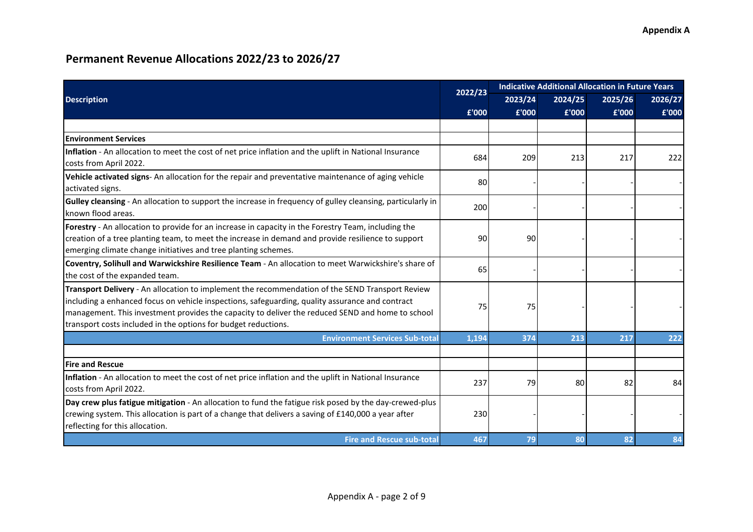# Permanent Revenue Allocations 2022/23 to 2026/27

| Description | 2022/23 | Indicative Additional Allocation in Future Years | | | |
|---|---|---|---|---|---|
| | | 2023/24 | 2024/25 | 2025/26 | 2026/27 |
| | £'000 | £'000 | £'000 | £'000 | £'000 |
| | | | | | |
| **Environment Services** | | | | | |
| **Inflation** - An allocation to meet the cost of net price inflation and the uplift in National Insurance costs from April 2022. | 684 | 209 | 213 | 217 | 222 |
| **Vehicle activated signs**- An allocation for the repair and preventative maintenance of aging vehicle activated signs. | 80 | - | - | - | - |
| **Gulley cleansing** - An allocation to support the increase in frequency of gulley cleansing, particularly in known flood areas. | 200 | - | - | - | - |
| **Forestry** - An allocation to provide for an increase in capacity in the Forestry Team, including the creation of a tree planting team, to meet the increase in demand and provide resilience to support emerging climate change initiatives and tree planting schemes. | 90 | 90 | - | - | - |
| **Coventry, Solihull and Warwickshire Resilience Team** - An allocation to meet Warwickshire's share of the cost of the expanded team. | 65 | - | - | - | - |
| **Transport Delivery** - An allocation to implement the recommendation of the SEND Transport Review including a enhanced focus on vehicle inspections, safeguarding, quality assurance and contract management. This investment provides the capacity to deliver the reduced SEND and home to school transport costs included in the options for budget reductions. | 75 | 75 | - | - | - |
| **Environment Services Sub-total** | **1,194** | **374** | **213** | **217** | **222** |
| | | | | | |
| **Fire and Rescue** | | | | | |
| **Inflation** - An allocation to meet the cost of net price inflation and the uplift in National Insurance costs from April 2022. | 237 | 79 | 80 | 82 | 84 |
| **Day crew plus fatigue mitigation** - An allocation to fund the fatigue risk posed by the day-crewed-plus crewing system. This allocation is part of a change that delivers a saving of £140,000 a year after reflecting for this allocation. | 230 | - | - | - | - |
| **Fire and Rescue sub-total** | **467** | **79** | **80** | **82** | **84** |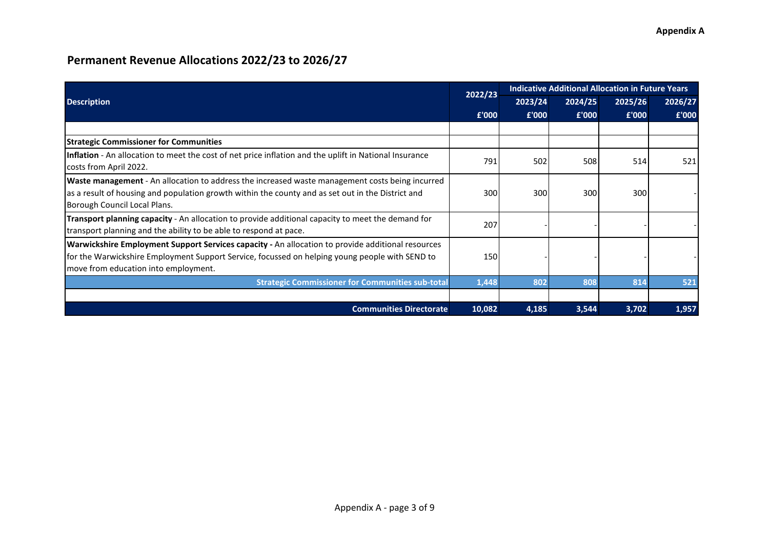**Appendix A**

# Permanent Revenue Allocations 2022/23 to 2026/27

| Description | 2022/23 | Indicative Additional Allocation in Future Years | | | |
|---|---|---|---|---|---|
| | | 2023/24 | 2024/25 | 2025/26 | 2026/27 |
| | £'000 | £'000 | £'000 | £'000 | £'000 |
| | | | | | |
| **Strategic Commissioner for Communities** | | | | | |
| **Inflation** - An allocation to meet the cost of net price inflation and the uplift in National Insurance costs from April 2022. | 791 | 502 | 508 | 514 | 521 |
| **Waste management** - An allocation to address the increased waste management costs being incurred as a result of housing and population growth within the county and as set out in the District and Borough Council Local Plans. | 300 | 300 | 300 | 300 | - |
| **Transport planning capacity** - An allocation to provide additional capacity to meet the demand for transport planning and the ability to be able to respond at pace. | 207 | - | - | - | - |
| **Warwickshire Employment Support Services capacity -** An allocation to provide additional resources for the Warwickshire Employment Support Service, focussed on helping young people with SEND to move from education into employment. | 150 | - | - | - | - |
| **Strategic Commissioner for Communities sub-total** | **1,448** | **802** | **808** | **814** | **521** |
| | | | | | |
| **Communities Directorate** | **10,082** | **4,185** | **3,544** | **3,702** | **1,957** |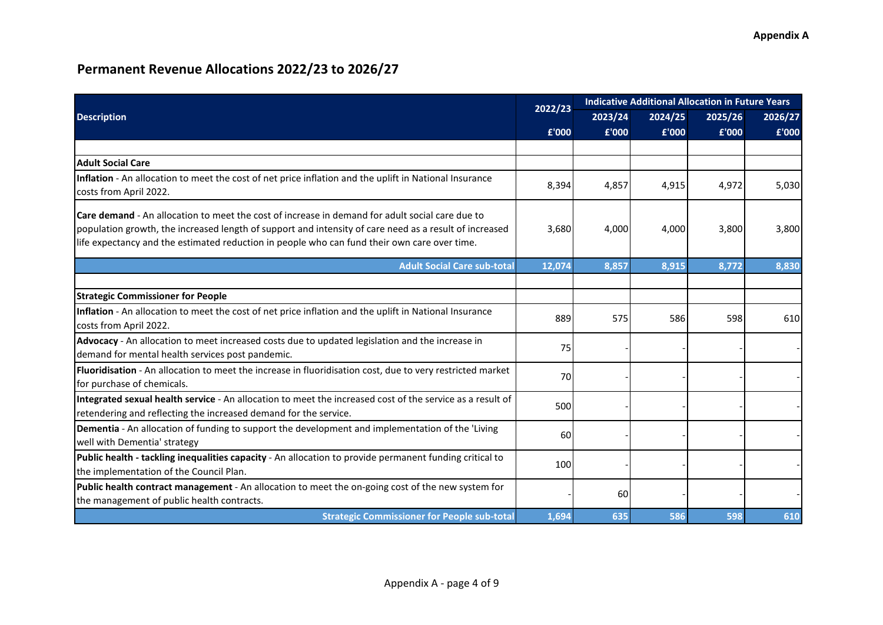## Permanent Revenue Allocations 2022/23 to 2026/27

| Description | 2022/23 | Indicative Additional Allocation in Future Years | | | |
|---|---|---|---|---|---|
| | | 2023/24 | 2024/25 | 2025/26 | 2026/27 |
| | £'000 | £'000 | £'000 | £'000 | £'000 |
| | | | | | |
| **Adult Social Care** | | | | | |
| **Inflation** - An allocation to meet the cost of net price inflation and the uplift in National Insurance costs from April 2022. | 8,394 | 4,857 | 4,915 | 4,972 | 5,030 |
| **Care demand** - An allocation to meet the cost of increase in demand for adult social care due to population growth, the increased length of support and intensity of care need as a result of increased life expectancy and the estimated reduction in people who can fund their own care over time. | 3,680 | 4,000 | 4,000 | 3,800 | 3,800 |
| **Adult Social Care sub-total** | **12,074** | **8,857** | **8,915** | **8,772** | **8,830** |
| | | | | | |
| **Strategic Commissioner for People** | | | | | |
| **Inflation** - An allocation to meet the cost of net price inflation and the uplift in National Insurance costs from April 2022. | 889 | 575 | 586 | 598 | 610 |
| **Advocacy** - An allocation to meet increased costs due to updated legislation and the increase in demand for mental health services post pandemic. | 75 | - | - | - | - |
| **Fluoridisation** - An allocation to meet the increase in fluoridisation cost, due to very restricted market for purchase of chemicals. | 70 | - | - | - | - |
| **Integrated sexual health service** - An allocation to meet the increased cost of the service as a result of retendering and reflecting the increased demand for the service. | 500 | - | - | - | - |
| **Dementia** - An allocation of funding to support the development and implementation of the 'Living well with Dementia' strategy | 60 | - | - | - | - |
| **Public health - tackling inequalities capacity** - An allocation to provide permanent funding critical to the implementation of the Council Plan. | 100 | - | - | - | - |
| **Public health contract management** - An allocation to meet the on-going cost of the new system for the management of public health contracts. | - | 60 | - | - | - |
| **Strategic Commissioner for People sub-total** | **1,694** | **635** | **586** | **598** | **610** |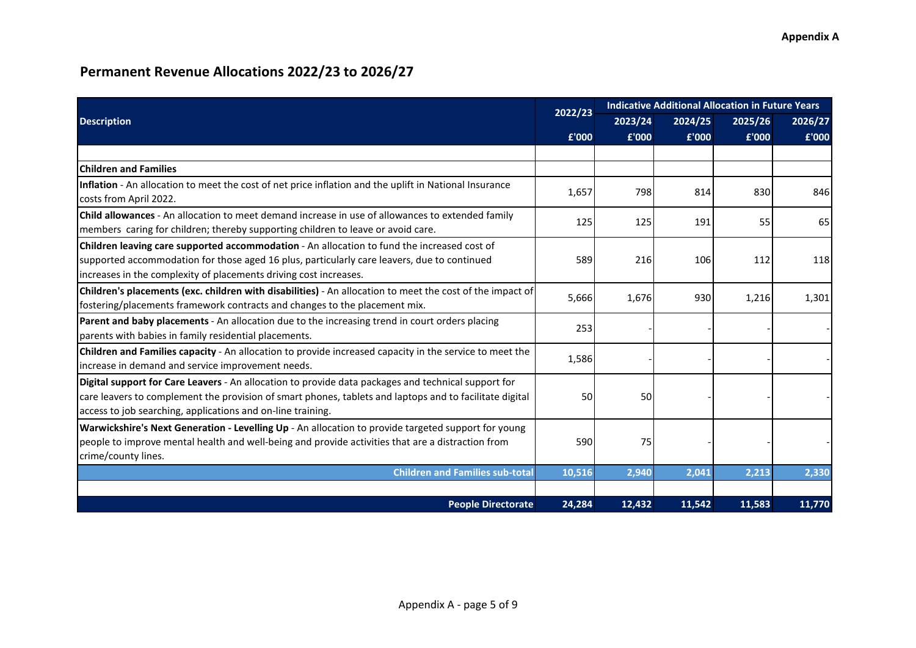Appendix A

# Permanent Revenue Allocations 2022/23 to 2026/27

| Description | 2022/23 | Indicative Additional Allocation in Future Years | | | |
|---|---|---|---|---|---|
| | | 2023/24 | 2024/25 | 2025/26 | 2026/27 |
| | £'000 | £'000 | £'000 | £'000 | £'000 |
| | | | | | |
| **Children and Families** | | | | | |
| **Inflation** - An allocation to meet the cost of net price inflation and the uplift in National Insurance costs from April 2022. | 1,657 | 798 | 814 | 830 | 846 |
| **Child allowances** - An allocation to meet demand increase in use of allowances to extended family members caring for children; thereby supporting children to leave or avoid care. | 125 | 125 | 191 | 55 | 65 |
| **Children leaving care supported accommodation** - An allocation to fund the increased cost of supported accommodation for those aged 16 plus, particularly care leavers, due to continued increases in the complexity of placements driving cost increases. | 589 | 216 | 106 | 112 | 118 |
| **Children's placements (exc. children with disabilities)** - An allocation to meet the cost of the impact of fostering/placements framework contracts and changes to the placement mix. | 5,666 | 1,676 | 930 | 1,216 | 1,301 |
| **Parent and baby placements** - An allocation due to the increasing trend in court orders placing parents with babies in family residential placements. | 253 | - | - | - | - |
| **Children and Families capacity** - An allocation to provide increased capacity in the service to meet the increase in demand and service improvement needs. | 1,586 | - | - | - | - |
| **Digital support for Care Leavers** - An allocation to provide data packages and technical support for care leavers to complement the provision of smart phones, tablets and laptops and to facilitate digital access to job searching, applications and on-line training. | 50 | 50 | - | - | - |
| **Warwickshire's Next Generation - Levelling Up** - An allocation to provide targeted support for young people to improve mental health and well-being and provide activities that are a distraction from crime/county lines. | 590 | 75 | - | - | - |
| **Children and Families sub-total** | **10,516** | **2,940** | **2,041** | **2,213** | **2,330** |
| | | | | | |
| **People Directorate** | **24,284** | **12,432** | **11,542** | **11,583** | **11,770** |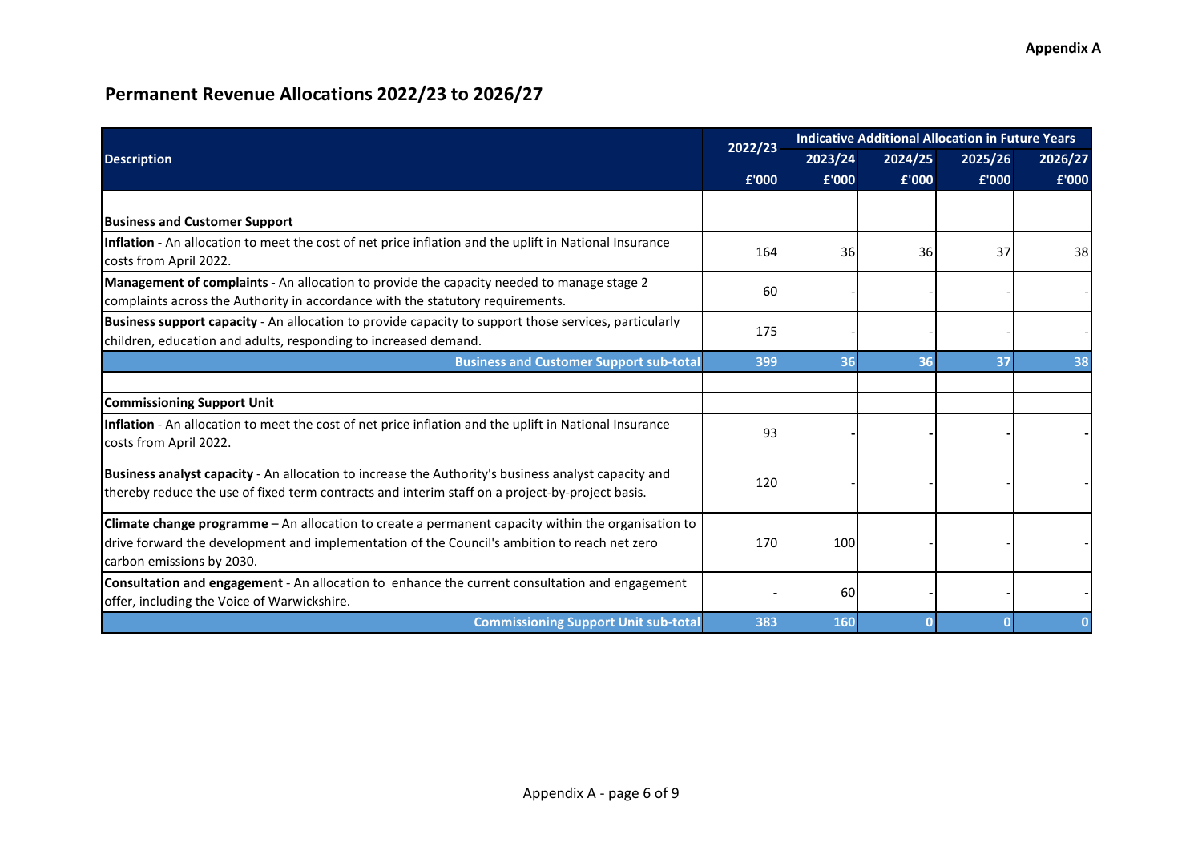**Appendix A**

## Permanent Revenue Allocations 2022/23 to 2026/27

| Description | 2022/23 | Indicative Additional Allocation in Future Years | | | |
|---|---|---|---|---|---|
| | | 2023/24 | 2024/25 | 2025/26 | 2026/27 |
| | £'000 | £'000 | £'000 | £'000 | £'000 |
| | | | | | |
| **Business and Customer Support** | | | | | |
| **Inflation** - An allocation to meet the cost of net price inflation and the uplift in National Insurance costs from April 2022. | 164 | 36 | 36 | 37 | 38 |
| **Management of complaints** - An allocation to provide the capacity needed to manage stage 2 complaints across the Authority in accordance with the statutory requirements. | 60 | - | - | - | - |
| **Business support capacity** - An allocation to provide capacity to support those services, particularly children, education and adults, responding to increased demand. | 175 | - | - | - | - |
| **Business and Customer Support sub-total** | **399** | **36** | **36** | **37** | **38** |
| | | | | | |
| **Commissioning Support Unit** | | | | | |
| **Inflation** - An allocation to meet the cost of net price inflation and the uplift in National Insurance costs from April 2022. | 93 | - | - | - | - |
| **Business analyst capacity** - An allocation to increase the Authority's business analyst capacity and thereby reduce the use of fixed term contracts and interim staff on a project-by-project basis. | 120 | - | - | - | - |
| **Climate change programme** – An allocation to create a permanent capacity within the organisation to drive forward the development and implementation of the Council's ambition to reach net zero carbon emissions by 2030. | 170 | 100 | - | - | - |
| **Consultation and engagement** - An allocation to enhance the current consultation and engagement offer, including the Voice of Warwickshire. | - | 60 | - | - | - |
| **Commissioning Support Unit sub-total** | **383** | **160** | **0** | **0** | **0** |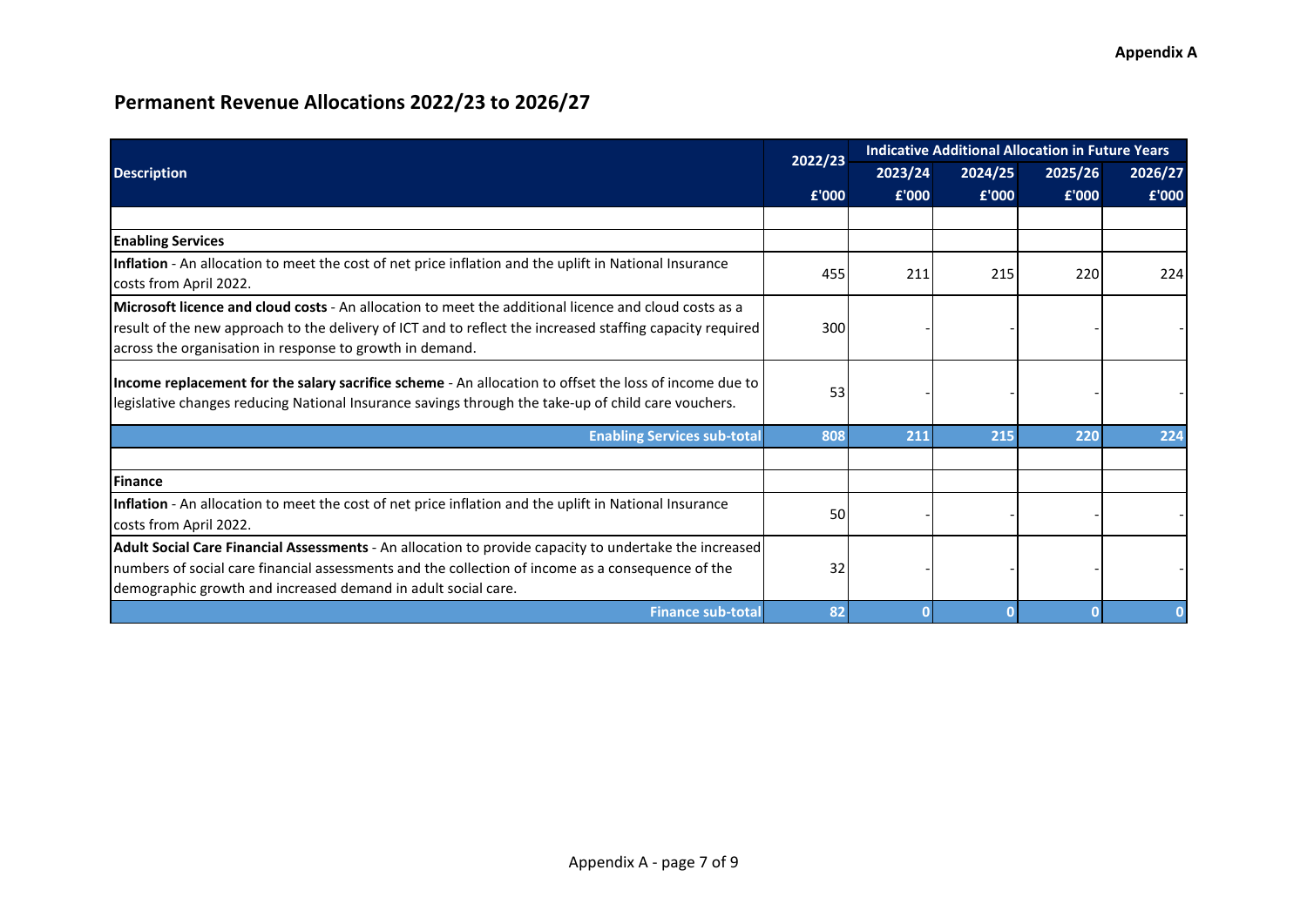**Appendix A**

# Permanent Revenue Allocations 2022/23 to 2026/27

| Description | 2022/23 | Indicative Additional Allocation in Future Years | | | |
|---|---|---|---|---|---|
| | | 2023/24 | 2024/25 | 2025/26 | 2026/27 |
| | £'000 | £'000 | £'000 | £'000 | £'000 |
| | | | | | |
| **Enabling Services** | | | | | |
| **Inflation** - An allocation to meet the cost of net price inflation and the uplift in National Insurance costs from April 2022. | 455 | 211 | 215 | 220 | 224 |
| **Microsoft licence and cloud costs** - An allocation to meet the additional licence and cloud costs as a result of the new approach to the delivery of ICT and to reflect the increased staffing capacity required across the organisation in response to growth in demand. | 300 | - | - | - | - |
| **Income replacement for the salary sacrifice scheme** - An allocation to offset the loss of income due to legislative changes reducing National Insurance savings through the take-up of child care vouchers. | 53 | - | - | - | - |
| **Enabling Services sub-total** | **808** | **211** | **215** | **220** | **224** |
| | | | | | |
| **Finance** | | | | | |
| **Inflation** - An allocation to meet the cost of net price inflation and the uplift in National Insurance costs from April 2022. | 50 | - | - | - | - |
| **Adult Social Care Financial Assessments** - An allocation to provide capacity to undertake the increased numbers of social care financial assessments and the collection of income as a consequence of the demographic growth and increased demand in adult social care. | 32 | - | - | - | - |
| **Finance sub-total** | **82** | **0** | **0** | **0** | **0** |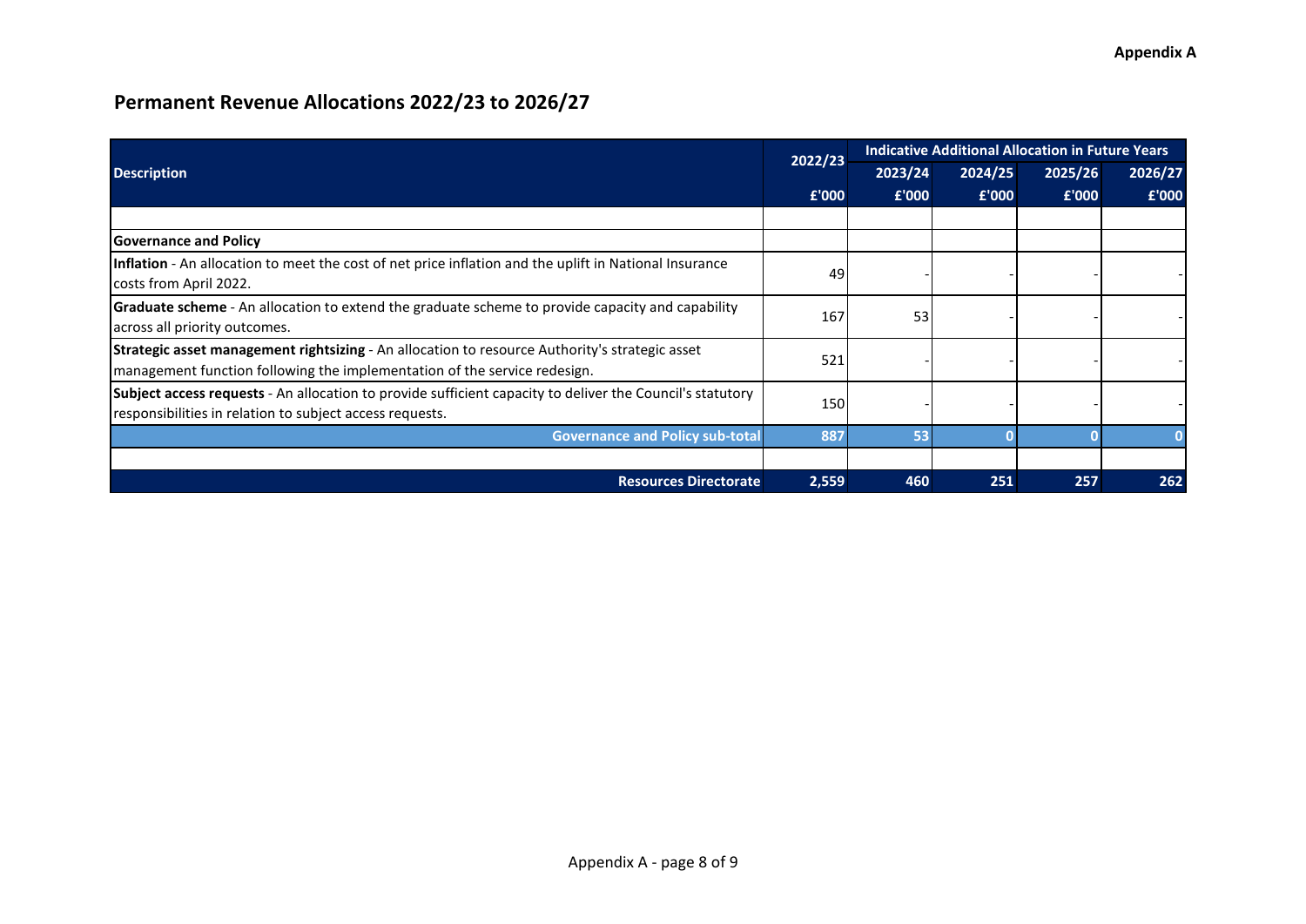Appendix A

# Permanent Revenue Allocations 2022/23 to 2026/27

| Description | 2022/23 | Indicative Additional Allocation in Future Years | | | |
|---|---|---|---|---|---|
| | | 2023/24 | 2024/25 | 2025/26 | 2026/27 |
| | £'000 | £'000 | £'000 | £'000 | £'000 |
| | | | | | |
| **Governance and Policy** | | | | | |
| **Inflation** - An allocation to meet the cost of net price inflation and the uplift in National Insurance costs from April 2022. | 49 | - | - | - | - |
| **Graduate scheme** - An allocation to extend the graduate scheme to provide capacity and capability across all priority outcomes. | 167 | 53 | - | - | - |
| **Strategic asset management rightsizing** - An allocation to resource Authority's strategic asset management function following the implementation of the service redesign. | 521 | - | - | - | - |
| **Subject access requests** - An allocation to provide sufficient capacity to deliver the Council's statutory responsibilities in relation to subject access requests. | 150 | - | - | - | - |
| **Governance and Policy sub-total** | **887** | **53** | **0** | **0** | **0** |
| | | | | | |
| **Resources Directorate** | **2,559** | **460** | **251** | **257** | **262** |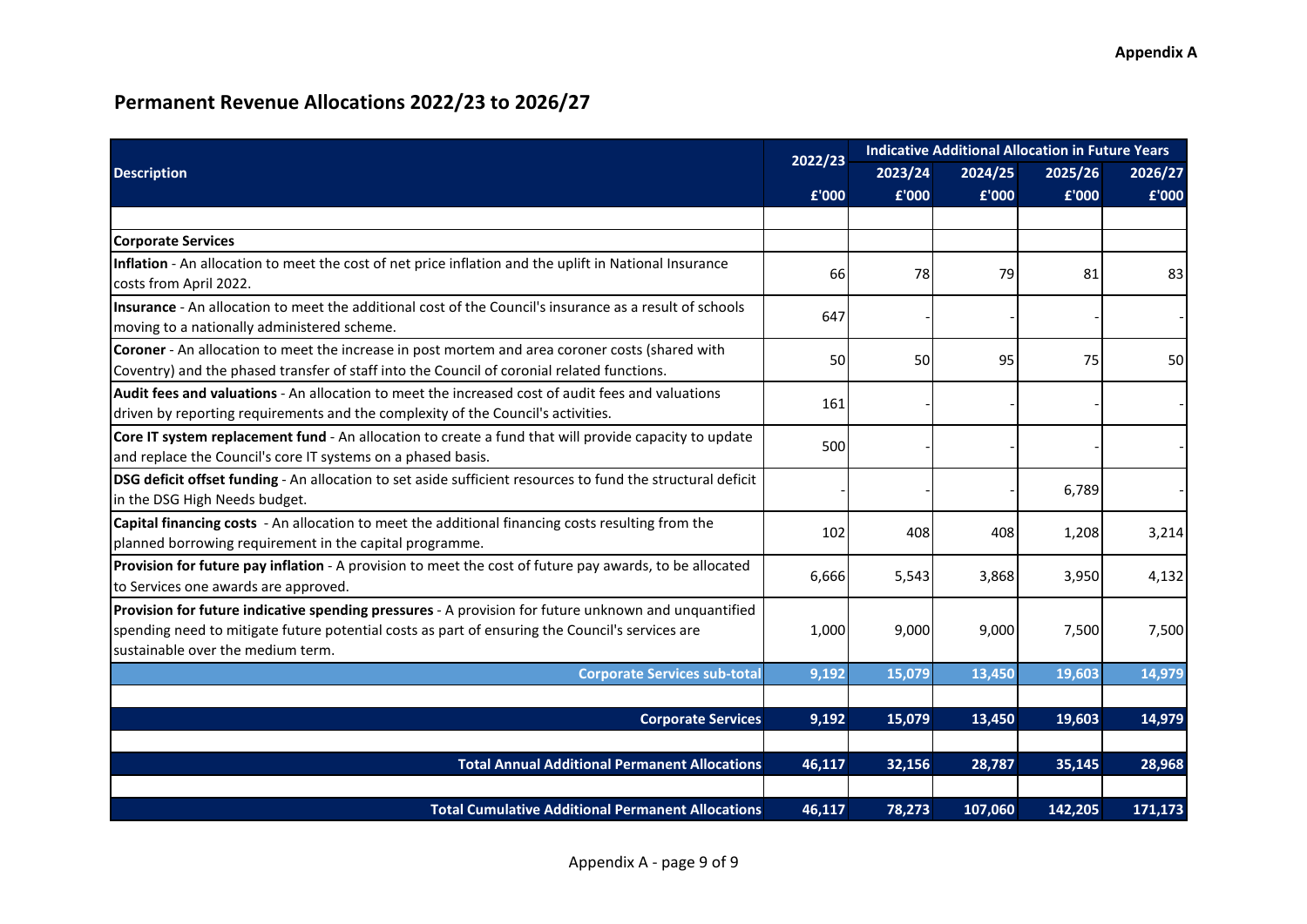**Appendix A**

## Permanent Revenue Allocations 2022/23 to 2026/27

| Description | 2022/23 | Indicative Additional Allocation in Future Years | | | |
|---|---|---|---|---|---|
| | | 2023/24 | 2024/25 | 2025/26 | 2026/27 |
| | £'000 | £'000 | £'000 | £'000 | £'000 |
| | | | | | |
| **Corporate Services** | | | | | |
| **Inflation** - An allocation to meet the cost of net price inflation and the uplift in National Insurance costs from April 2022. | 66 | 78 | 79 | 81 | 83 |
| **Insurance** - An allocation to meet the additional cost of the Council's insurance as a result of schools moving to a nationally administered scheme. | 647 | - | - | - | - |
| **Coroner** - An allocation to meet the increase in post mortem and area coroner costs (shared with Coventry) and the phased transfer of staff into the Council of coronial related functions. | 50 | 50 | 95 | 75 | 50 |
| **Audit fees and valuations** - An allocation to meet the increased cost of audit fees and valuations driven by reporting requirements and the complexity of the Council's activities. | 161 | - | - | - | - |
| **Core IT system replacement fund** - An allocation to create a fund that will provide capacity to update and replace the Council's core IT systems on a phased basis. | 500 | - | - | - | - |
| **DSG deficit offset funding** - An allocation to set aside sufficient resources to fund the structural deficit in the DSG High Needs budget. | - | - | - | 6,789 | - |
| **Capital financing costs** - An allocation to meet the additional financing costs resulting from the planned borrowing requirement in the capital programme. | 102 | 408 | 408 | 1,208 | 3,214 |
| **Provision for future pay inflation** - A provision to meet the cost of future pay awards, to be allocated to Services one awards are approved. | 6,666 | 5,543 | 3,868 | 3,950 | 4,132 |
| **Provision for future indicative spending pressures** - A provision for future unknown and unquantified spending need to mitigate future potential costs as part of ensuring the Council's services are sustainable over the medium term. | 1,000 | 9,000 | 9,000 | 7,500 | 7,500 |
| **Corporate Services sub-total** | **9,192** | **15,079** | **13,450** | **19,603** | **14,979** |
| | | | | | |
| **Corporate Services** | **9,192** | **15,079** | **13,450** | **19,603** | **14,979** |
| | | | | | |
| **Total Annual Additional Permanent Allocations** | **46,117** | **32,156** | **28,787** | **35,145** | **28,968** |
| | | | | | |
| **Total Cumulative Additional Permanent Allocations** | **46,117** | **78,273** | **107,060** | **142,205** | **171,173** |